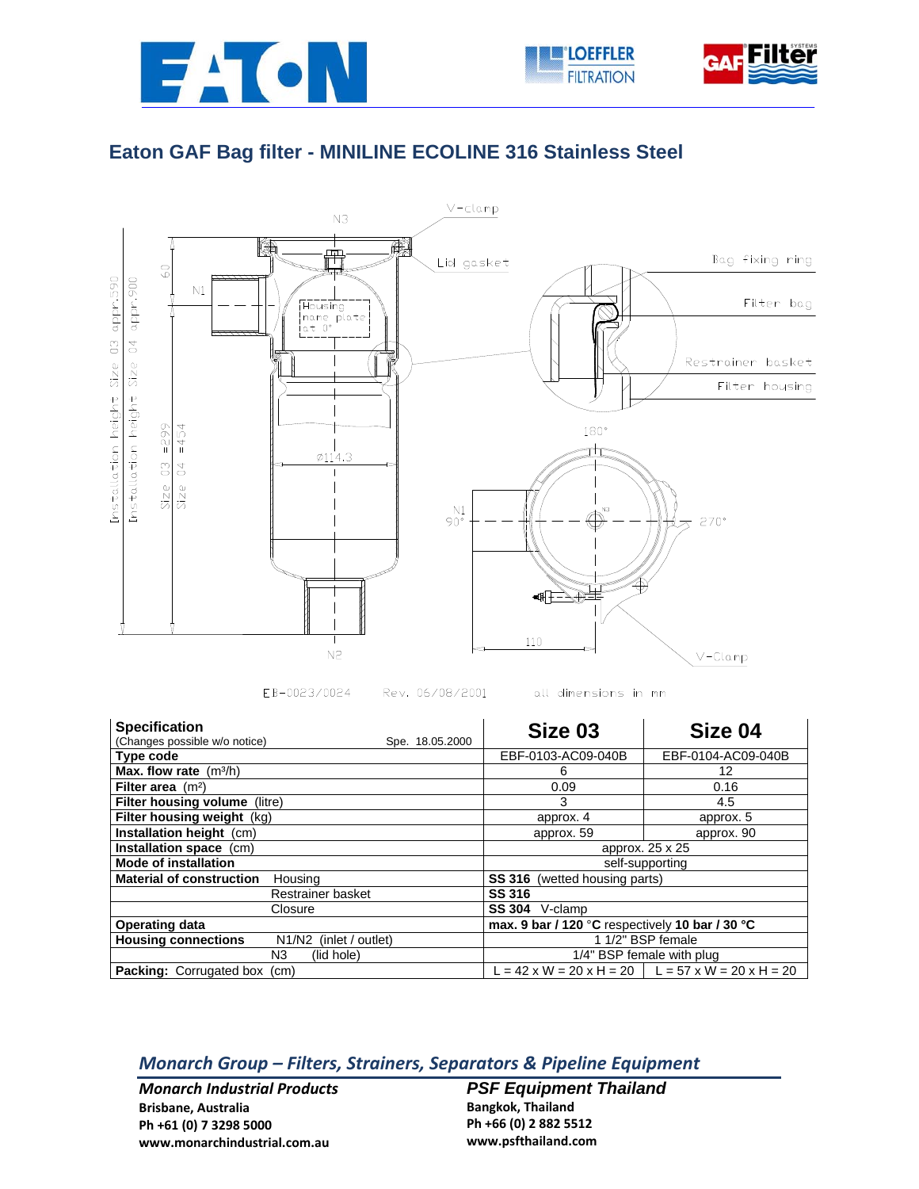## Eaton GAF Bag filter - MINILINE ECOLINE 316 Stainless Steel

EB-0023/0024 Rev. 06/08/2001 all dimensions in mm

| Specification (Changes possible w/o notice) Spe. 18.05.2000 | Size 03 | Size 04 |
|---|---|---|
| **Type code** | EBF-0103-AC09-040B | EBF-0104-AC09-040B |
| **Max. flow rate** (m³/h) | 6 | 12 |
| **Filter area** (m²) | 0.09 | 0.16 |
| **Filter housing volume** (litre) | 3 | 4.5 |
| **Filter housing weight** (kg) | approx. 4 | approx. 5 |
| **Installation height** (cm) | approx. 59 | approx. 90 |
| **Installation space** (cm) | approx. 25 x 25 | |
| **Mode of installation** | self-supporting | |
| **Material of construction** Housing | **SS 316** (wetted housing parts) | |
| Restrainer basket | **SS 316** | |
| Closure | **SS 304** V-clamp | |
| **Operating data** | **max. 9 bar / 120** °C respectively **10 bar / 30 °C** | |
| **Housing connections** N1/N2 (inlet / outlet) | 1 1/2" BSP female | |
| N3 (lid hole) | 1/4" BSP female with plug | |
| **Packing:** Corrugated box (cm) | L = 42 x W = 20 x H = 20 | L = 57 x W = 20 x H = 20 |

### *Monarch Group – Filters, Strainers, Separators & Pipeline Equipment*

***Monarch Industrial Products***
**Brisbane, Australia**
**Ph +61 (0) 7 3298 5000**
**www.monarchindustrial.com.au**

***PSF Equipment Thailand***
**Bangkok, Thailand**
**Ph +66 (0) 2 882 5512**
**www.psfthailand.com**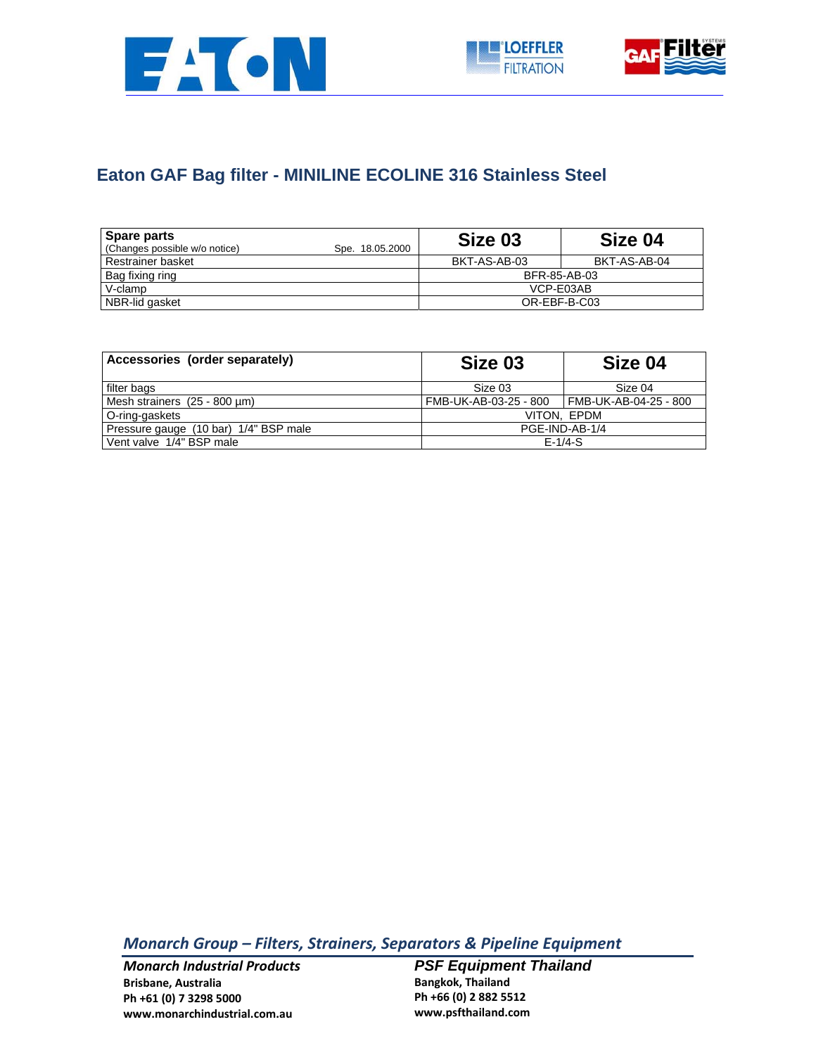# Eaton GAF Bag filter - MINILINE ECOLINE 316 Stainless Steel

| **Spare parts** (Changes possible w/o notice) Spe. 18.05.2000 | **Size 03** | **Size 04** |
|---|---|---|
| Restrainer basket | BKT-AS-AB-03 | BKT-AS-AB-04 |
| Bag fixing ring | BFR-85-AB-03 | |
| V-clamp | VCP-E03AB | |
| NBR-lid gasket | OR-EBF-B-C03 | |

| **Accessories (order separately)** | **Size 03** | **Size 04** |
|---|---|---|
| filter bags | Size 03 | Size 04 |
| Mesh strainers (25 - 800 µm) | FMB-UK-AB-03-25 - 800 | FMB-UK-AB-04-25 - 800 |
| O-ring-gaskets | VITON, EPDM | |
| Pressure gauge (10 bar) 1/4" BSP male | PGE-IND-AB-1/4 | |
| Vent valve 1/4" BSP male | E-1/4-S | |

*Monarch Group – Filters, Strainers, Separators & Pipeline Equipment*

*Monarch Industrial Products*
**Brisbane, Australia**
**Ph +61 (0) 7 3298 5000**
**www.monarchindustrial.com.au**

*PSF Equipment Thailand*
**Bangkok, Thailand**
**Ph +66 (0) 2 882 5512**
**www.psfthailand.com**